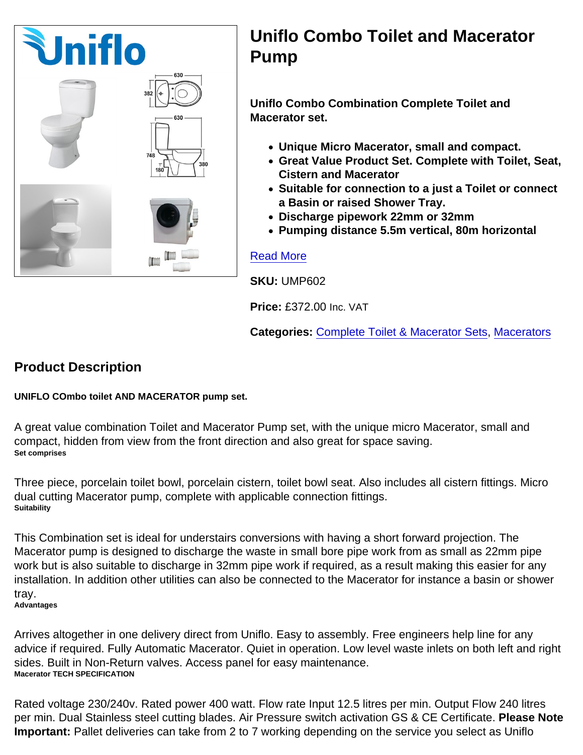# Uniflo Combo Toilet and Macerator Pump

**Uniflo Combo Combination Complete Toilet and Macerator set.**

- **Unique Micro Macerator, small and compact.**
- **Great Value Product Set. Complete with Toilet, Seat, Cistern and Macerator**
- **Suitable for connection to a just a Toilet or connect a Basin or raised Shower Tray.**
- **Discharge pipework 22mm or 32mm**
- **Pumping distance 5.5m vertical, 80m horizontal**

Read More

**SKU:** UMP602

**Price:** £372.00 Inc. VAT

**Categories:** Complete Toilet & Macerator Sets, Macerators

## Product Description

**UNIFLO COmbo toilet AND MACERATOR pump set.**

A great value combination Toilet and Macerator Pump set, with the unique micro Macerator, small and compact, hidden from view from the front direction and also great for space saving.

**Set comprises**

Three piece, porcelain toilet bowl, porcelain cistern, toilet bowl seat. Also includes all cistern fittings. Micro dual cutting Macerator pump, complete with applicable connection fittings.

**Suitability**

This Combination set is ideal for understairs conversions with having a short forward projection. The Macerator pump is designed to discharge the waste in small bore pipe work from as small as 22mm pipe work but is also suitable to discharge in 32mm pipe work if required, as a result making this easier for any installation. In addition other utilities can also be connected to the Macerator for instance a basin or shower tray.

**Advantages**

Arrives altogether in one delivery direct from Uniflo. Easy to assembly. Free engineers help line for any advice if required. Fully Automatic Macerator. Quiet in operation. Low level waste inlets on both left and right sides. Built in Non-Return valves. Access panel for easy maintenance.

**Macerator TECH SPECIFICATION**

Rated voltage 230/240v. Rated power 400 watt. Flow rate Input 12.5 litres per min. Output Flow 240 litres per min. Dual Stainless steel cutting blades. Air Pressure switch activation GS & CE Certificate. **Please Note Important:** Pallet deliveries can take from 2 to 7 working depending on the service you select as Uniflo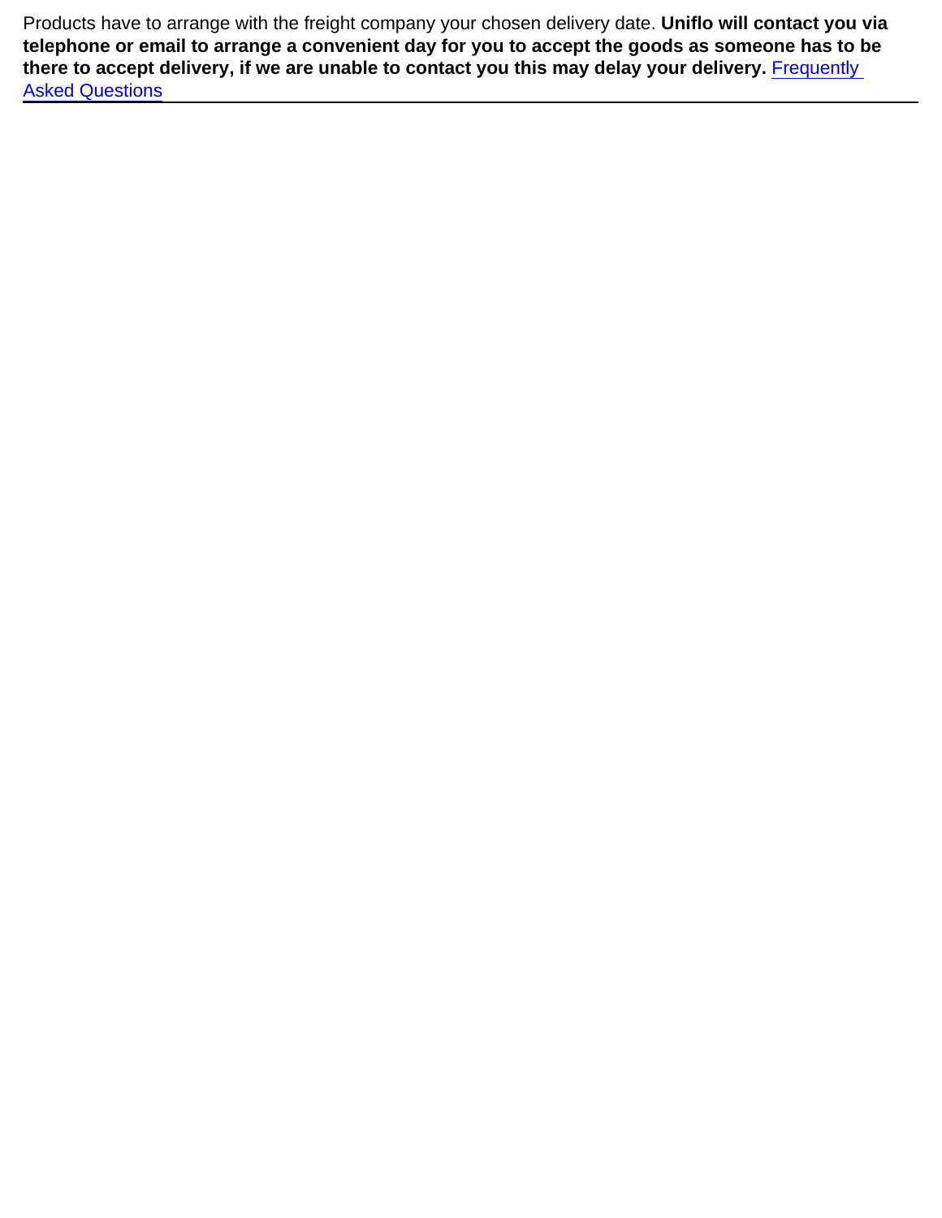Products have to arrange with the freight company your chosen delivery date. **Uniflo will contact you via telephone or email to arrange a convenient day for you to accept the goods as someone has to be there to accept delivery, if we are unable to contact you this may delay your delivery.** Frequently Asked Questions

---